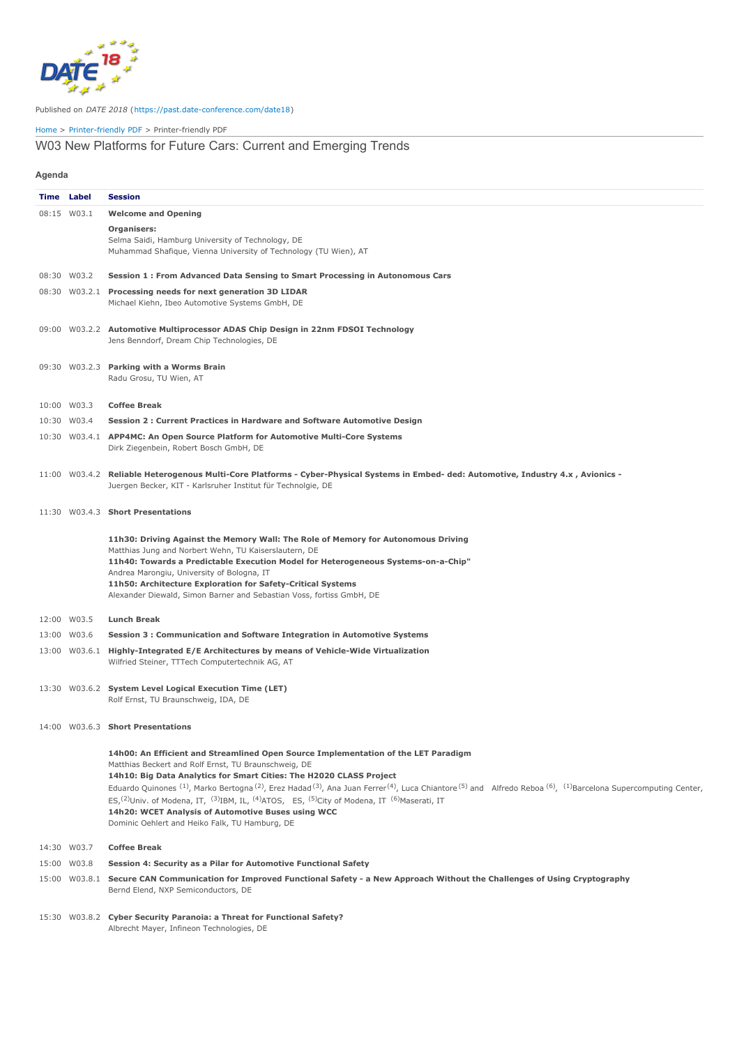Published on *DATE 2018* (https://past.date-conference.com/date18)

Home > Printer-friendly PDF > Printer-friendly PDF

# W03 New Platforms for Future Cars: Current and Emerging Trends

## Agenda

| Time | Label | Session |
|---|---|---|
| 08:15 | W03.1 | **Welcome and Opening**<br>**Organisers:**<br>Selma Saidi, Hamburg University of Technology, DE<br>Muhammad Shafique, Vienna University of Technology (TU Wien), AT |
| 08:30 | W03.2 | **Session 1 : From Advanced Data Sensing to Smart Processing in Autonomous Cars** |
| 08:30 | W03.2.1 | **Processing needs for next generation 3D LIDAR**<br>Michael Kiehn, Ibeo Automotive Systems GmbH, DE |
| 09:00 | W03.2.2 | **Automotive Multiprocessor ADAS Chip Design in 22nm FDSOI Technology**<br>Jens Benndorf, Dream Chip Technologies, DE |
| 09:30 | W03.2.3 | **Parking with a Worms Brain**<br>Radu Grosu, TU Wien, AT |
| 10:00 | W03.3 | **Coffee Break** |
| 10:30 | W03.4 | **Session 2 : Current Practices in Hardware and Software Automotive Design** |
| 10:30 | W03.4.1 | **APP4MC: An Open Source Platform for Automotive Multi-Core Systems**<br>Dirk Ziegenbein, Robert Bosch GmbH, DE |
| 11:00 | W03.4.2 | **Reliable Heterogenous Multi-Core Platforms - Cyber-Physical Systems in Embed- ded: Automotive, Industry 4.x , Avionics -**<br>Juergen Becker, KIT - Karlsruher Institut für Technolgie, DE |
| 11:30 | W03.4.3 | **Short Presentations**<br><br>**11h30: Driving Against the Memory Wall: The Role of Memory for Autonomous Driving**<br>Matthias Jung and Norbert Wehn, TU Kaiserslautern, DE<br>**11h40: Towards a Predictable Execution Model for Heterogeneous Systems-on-a-Chip"**<br>Andrea Marongiu, University of Bologna, IT<br>**11h50: Architecture Exploration for Safety-Critical Systems**<br>Alexander Diewald, Simon Barner and Sebastian Voss, fortiss GmbH, DE |
| 12:00 | W03.5 | **Lunch Break** |
| 13:00 | W03.6 | **Session 3 : Communication and Software Integration in Automotive Systems** |
| 13:00 | W03.6.1 | **Highly-Integrated E/E Architectures by means of Vehicle-Wide Virtualization**<br>Wilfried Steiner, TTTech Computertechnik AG, AT |
| 13:30 | W03.6.2 | **System Level Logical Execution Time (LET)**<br>Rolf Ernst, TU Braunschweig, IDA, DE |
| 14:00 | W03.6.3 | **Short Presentations**<br><br>**14h00: An Efficient and Streamlined Open Source Implementation of the LET Paradigm**<br>Matthias Beckert and Rolf Ernst, TU Braunschweig, DE<br>**14h10: Big Data Analytics for Smart Cities: The H2020 CLASS Project**<br>Eduardo Quinones [1], Marko Bertogna [2], Erez Hadad [3], Ana Juan Ferrer [4], Luca Chiantore [5] and Alfredo Reboa [6], [1]Barcelona Supercomputing Center, ES, [2]Univ. of Modena, IT, [3]IBM, IL, [4]ATOS, ES, [5]City of Modena, IT [6]Maserati, IT<br>**14h20: WCET Analysis of Automotive Buses using WCC**<br>Dominic Oehlert and Heiko Falk, TU Hamburg, DE |
| 14:30 | W03.7 | **Coffee Break** |
| 15:00 | W03.8 | **Session 4: Security as a Pilar for Automotive Functional Safety** |
| 15:00 | W03.8.1 | **Secure CAN Communication for Improved Functional Safety - a New Approach Without the Challenges of Using Cryptography**<br>Bernd Elend, NXP Semiconductors, DE |
| 15:30 | W03.8.2 | **Cyber Security Paranoia: a Threat for Functional Safety?**<br>Albrecht Mayer, Infineon Technologies, DE |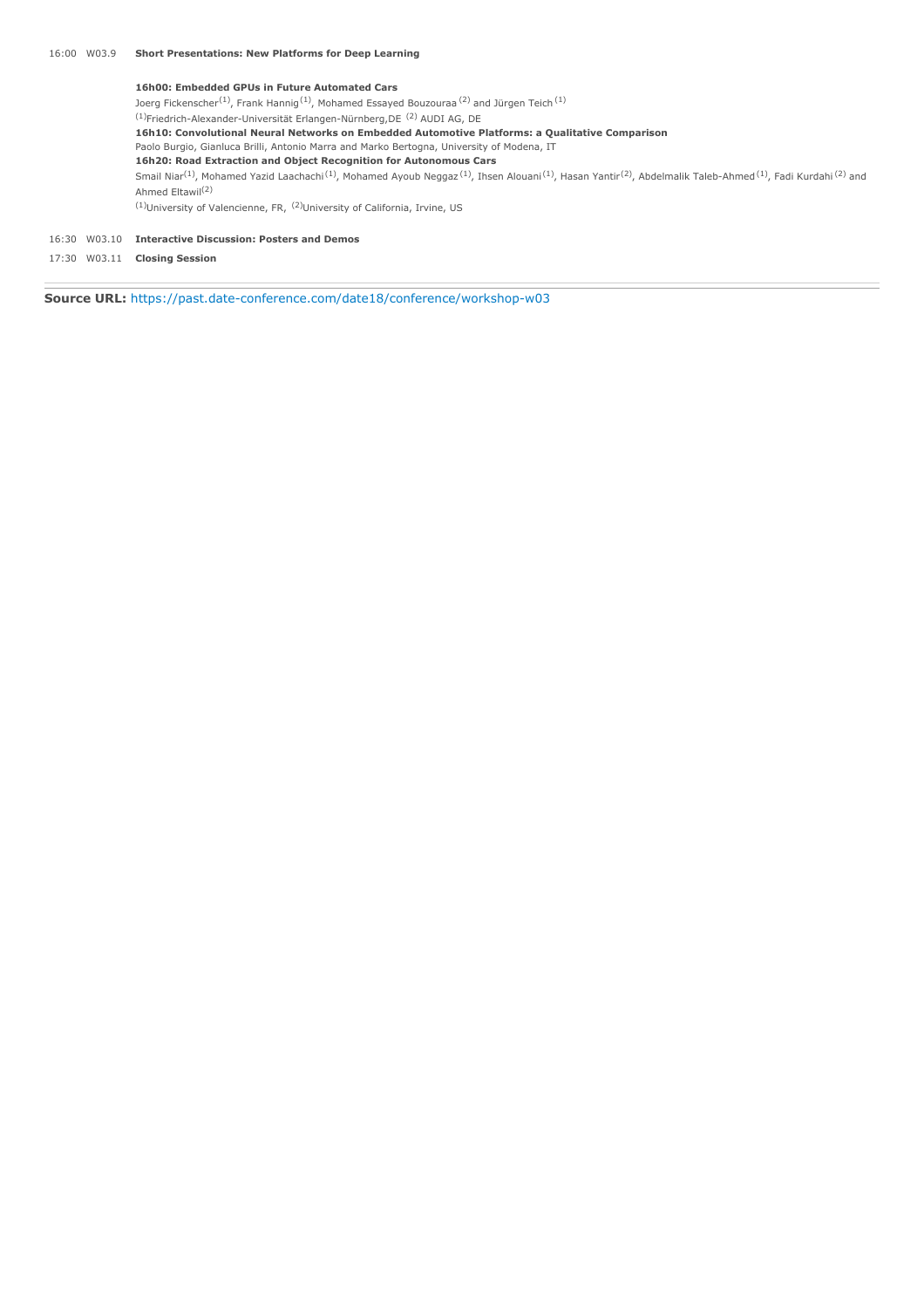16:00 W03.9 **Short Presentations: New Platforms for Deep Learning**

**16h00: Embedded GPUs in Future Automated Cars**
Joerg Fickenscher[1], Frank Hannig[1], Mohamed Essayed Bouzouraa[2] and Jürgen Teich[1]
[1]Friedrich-Alexander-Universität Erlangen-Nürnberg,DE [2] AUDI AG, DE
**16h10: Convolutional Neural Networks on Embedded Automotive Platforms: a Qualitative Comparison**
Paolo Burgio, Gianluca Brilli, Antonio Marra and Marko Bertogna, University of Modena, IT
**16h20: Road Extraction and Object Recognition for Autonomous Cars**
Smail Niar[1], Mohamed Yazid Laachachi[1], Mohamed Ayoub Neggaz[1], Ihsen Alouani[1], Hasan Yantir[2], Abdelmalik Taleb-Ahmed[1], Fadi Kurdahi[2] and Ahmed Eltawil[2]
[1]University of Valencienne, FR, [2]University of California, Irvine, US

16:30 W03.10 **Interactive Discussion: Posters and Demos**

17:30 W03.11 **Closing Session**

**Source URL:** https://past.date-conference.com/date18/conference/workshop-w03